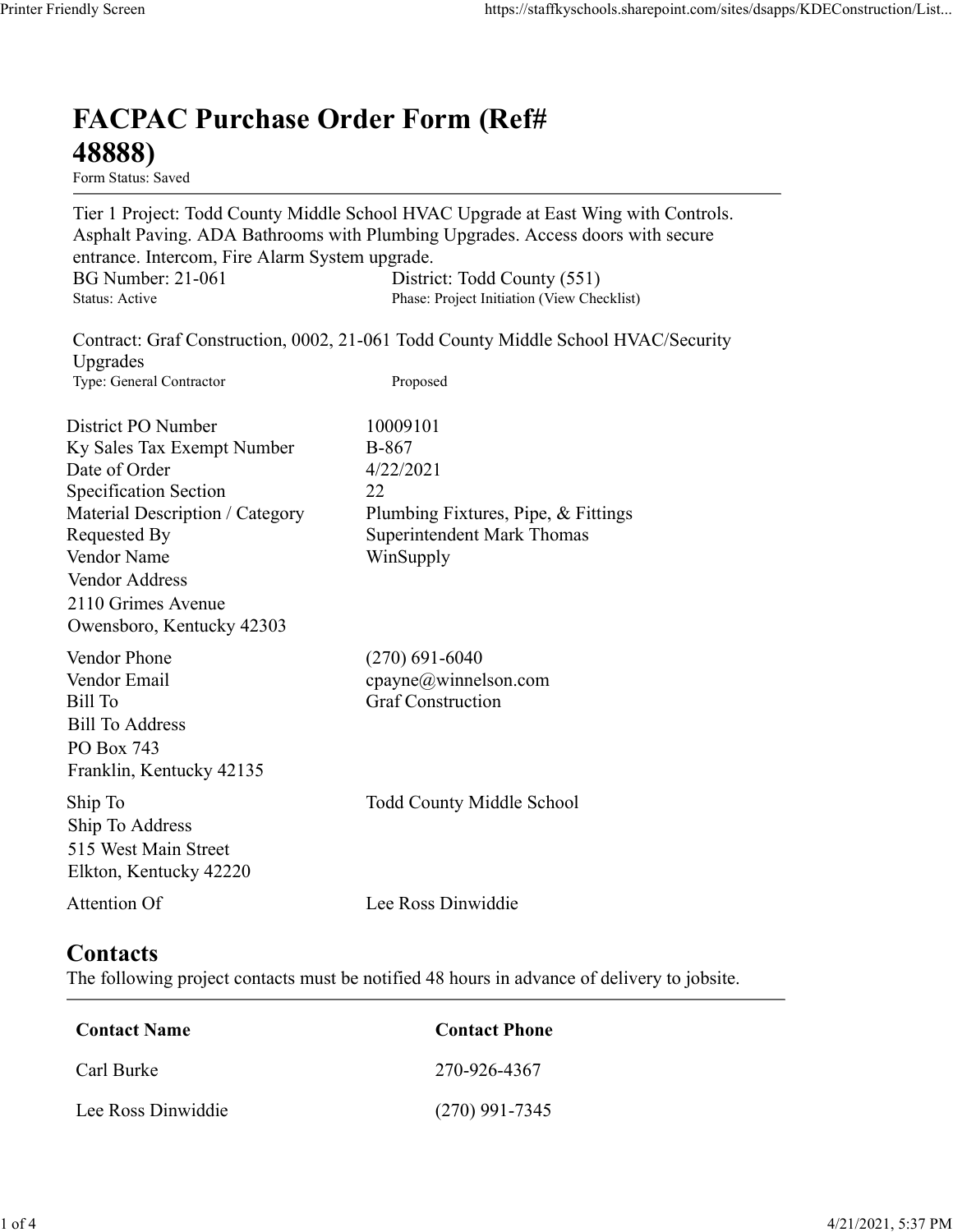# FACPAC Purchase Order Form (Ref# 48888)

Form Status: Saved

---

Tier 1 Project: Todd County Middle School HVAC Upgrade at East Wing with Controls. Asphalt Paving. ADA Bathrooms with Plumbing Upgrades. Access doors with secure entrance. Intercom, Fire Alarm System upgrade.

BG Number: 21-061 District: Todd County (551)

Status: Active Phase: Project Initiation (View Checklist)

Contract: Graf Construction, 0002, 21-061 Todd County Middle School HVAC/Security Upgrades

Type: General Contractor Proposed

| | |
|---|---|
| District PO Number | 10009101 |
| Ky Sales Tax Exempt Number | B-867 |
| Date of Order | 4/22/2021 |
| Specification Section | 22 |
| Material Description / Category | Plumbing Fixtures, Pipe, & Fittings |
| Requested By | Superintendent Mark Thomas |
| Vendor Name | WinSupply |

Vendor Address

2110 Grimes Avenue
Owensboro, Kentucky 42303

| | |
|---|---|
| Vendor Phone | (270) 691-6040 |
| Vendor Email | cpayne@winnelson.com |
| Bill To | Graf Construction |

Bill To Address

PO Box 743
Franklin, Kentucky 42135

| | |
|---|---|
| Ship To | Todd County Middle School |

Ship To Address

515 West Main Street
Elkton, Kentucky 42220

| | |
|---|---|
| Attention Of | Lee Ross Dinwiddie |

## Contacts

The following project contacts must be notified 48 hours in advance of delivery to jobsite.

| Contact Name | Contact Phone |
|---|---|
| Carl Burke | 270-926-4367 |
| Lee Ross Dinwiddie | (270) 991-7345 |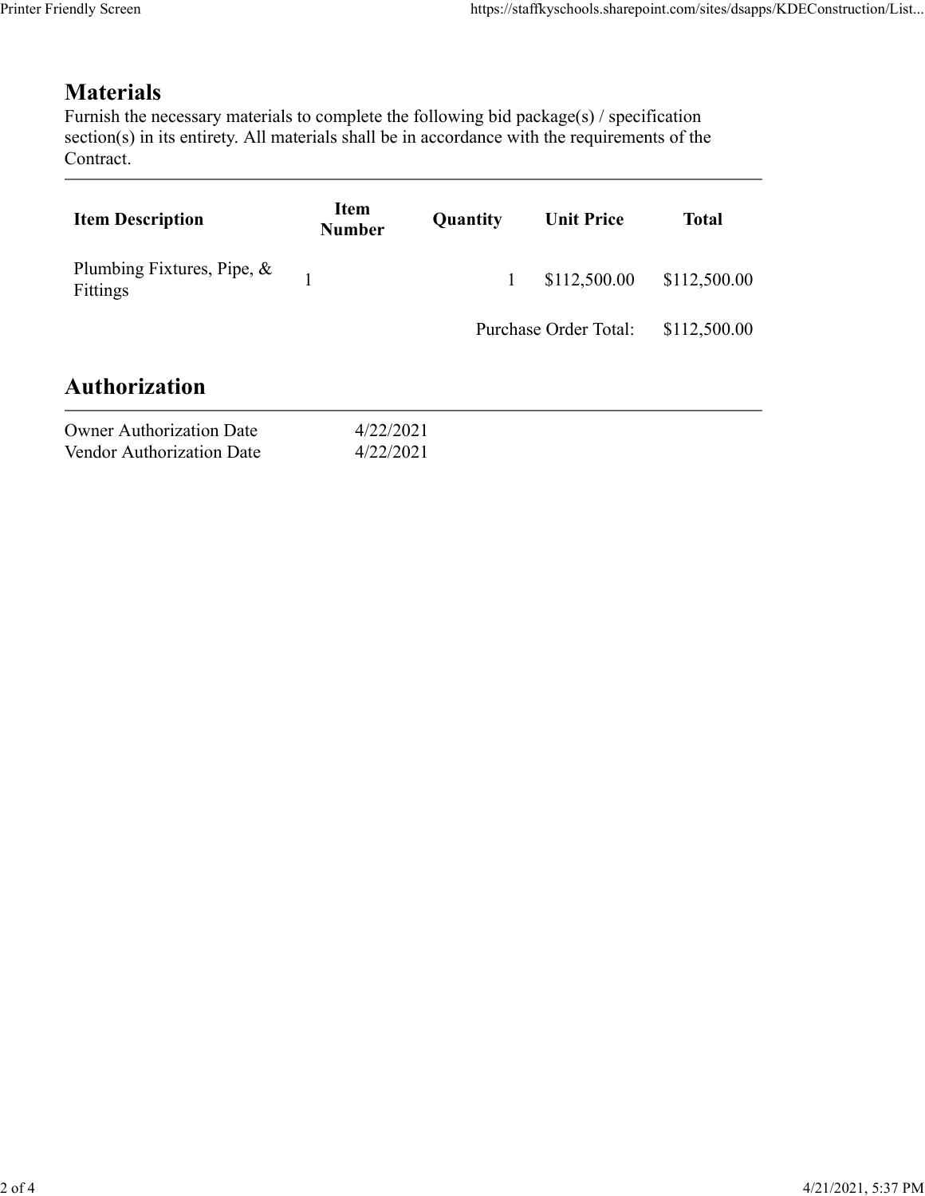## Materials

Furnish the necessary materials to complete the following bid package(s) / specification section(s) in its entirety. All materials shall be in accordance with the requirements of the Contract.

| Item Description | Item Number | Quantity | Unit Price | Total |
|---|---|---|---|---|
| Plumbing Fixtures, Pipe, & Fittings | 1 | 1 | $112,500.00 | $112,500.00 |
| | | | Purchase Order Total: | $112,500.00 |

## Authorization

| | |
|---|---|
| Owner Authorization Date | 4/22/2021 |
| Vendor Authorization Date | 4/22/2021 |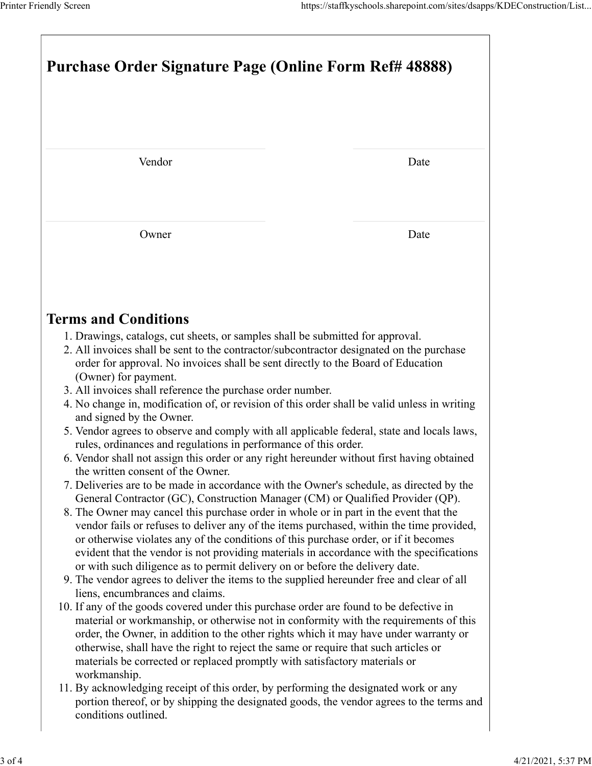# Purchase Order Signature Page (Online Form Ref# 48888)

| Vendor | Date |
|---|---|
| Owner | Date |

## Terms and Conditions

1. Drawings, catalogs, cut sheets, or samples shall be submitted for approval.
2. All invoices shall be sent to the contractor/subcontractor designated on the purchase order for approval. No invoices shall be sent directly to the Board of Education (Owner) for payment.
3. All invoices shall reference the purchase order number.
4. No change in, modification of, or revision of this order shall be valid unless in writing and signed by the Owner.
5. Vendor agrees to observe and comply with all applicable federal, state and locals laws, rules, ordinances and regulations in performance of this order.
6. Vendor shall not assign this order or any right hereunder without first having obtained the written consent of the Owner.
7. Deliveries are to be made in accordance with the Owner's schedule, as directed by the General Contractor (GC), Construction Manager (CM) or Qualified Provider (QP).
8. The Owner may cancel this purchase order in whole or in part in the event that the vendor fails or refuses to deliver any of the items purchased, within the time provided, or otherwise violates any of the conditions of this purchase order, or if it becomes evident that the vendor is not providing materials in accordance with the specifications or with such diligence as to permit delivery on or before the delivery date.
9. The vendor agrees to deliver the items to the supplied hereunder free and clear of all liens, encumbrances and claims.
10. If any of the goods covered under this purchase order are found to be defective in material or workmanship, or otherwise not in conformity with the requirements of this order, the Owner, in addition to the other rights which it may have under warranty or otherwise, shall have the right to reject the same or require that such articles or materials be corrected or replaced promptly with satisfactory materials or workmanship.
11. By acknowledging receipt of this order, by performing the designated work or any portion thereof, or by shipping the designated goods, the vendor agrees to the terms and conditions outlined.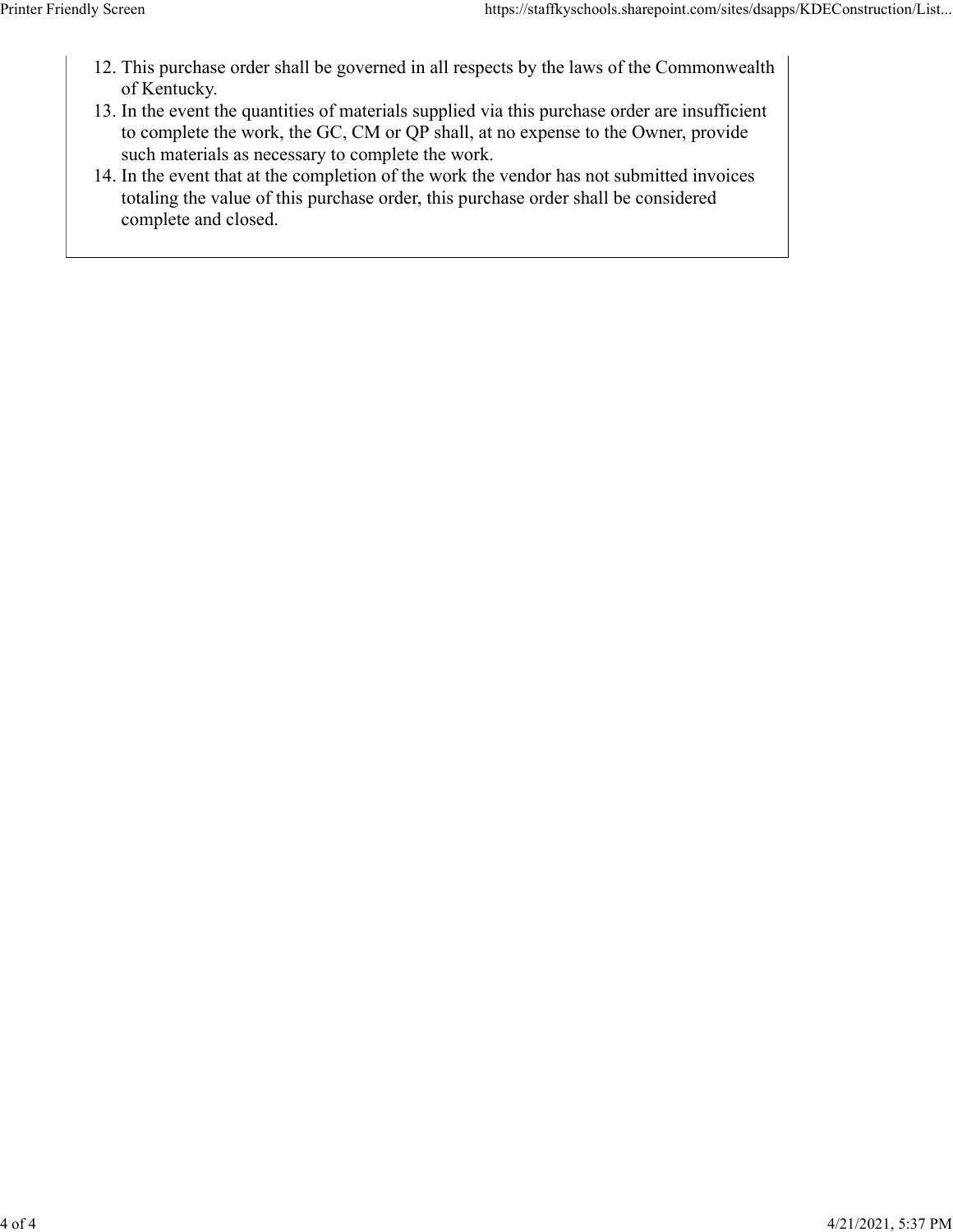12. This purchase order shall be governed in all respects by the laws of the Commonwealth of Kentucky.
13. In the event the quantities of materials supplied via this purchase order are insufficient to complete the work, the GC, CM or QP shall, at no expense to the Owner, provide such materials as necessary to complete the work.
14. In the event that at the completion of the work the vendor has not submitted invoices totaling the value of this purchase order, this purchase order shall be considered complete and closed.